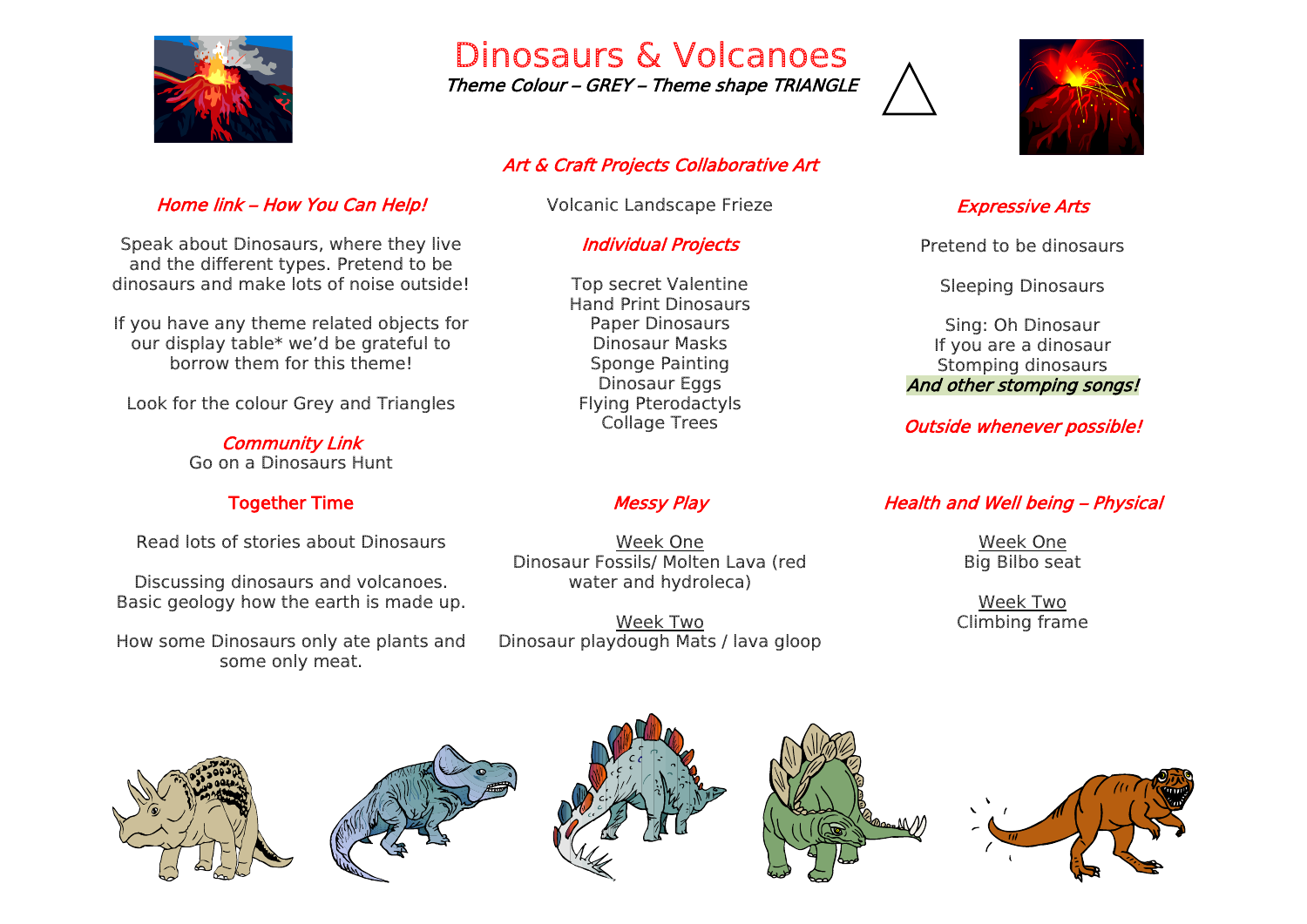# Dinosaurs & Volcanoes

*Theme Colour – GREY – Theme shape TRIANGLE*

## *Art & Craft Projects Collaborative Art*

Volcanic Landscape Frieze

### *Individual Projects*

Top secret Valentine
Hand Print Dinosaurs
Paper Dinosaurs
Dinosaur Masks
Sponge Painting
Dinosaur Eggs
Flying Pterodactyls
Collage Trees

## *Home link – How You Can Help!*

Speak about Dinosaurs, where they live and the different types. Pretend to be dinosaurs and make lots of noise outside!

If you have any theme related objects for our display table* we'd be grateful to borrow them for this theme!

Look for the colour Grey and Triangles

### *Community Link*

Go on a Dinosaurs Hunt

## *Expressive Arts*

Pretend to be dinosaurs

Sleeping Dinosaurs

Sing: Oh Dinosaur
If you are a dinosaur
Stomping dinosaurs
***And other stomping songs!***

***Outside whenever possible!***

## Together Time

Read lots of stories about Dinosaurs

Discussing dinosaurs and volcanoes. Basic geology how the earth is made up.

How some Dinosaurs only ate plants and some only meat.

## *Messy Play*

Week One
Dinosaur Fossils/ Molten Lava (red water and hydroleca)

Week Two
Dinosaur playdough Mats / lava gloop

## *Health and Well being – Physical*

Week One
Big Bilbo seat

Week Two
Climbing frame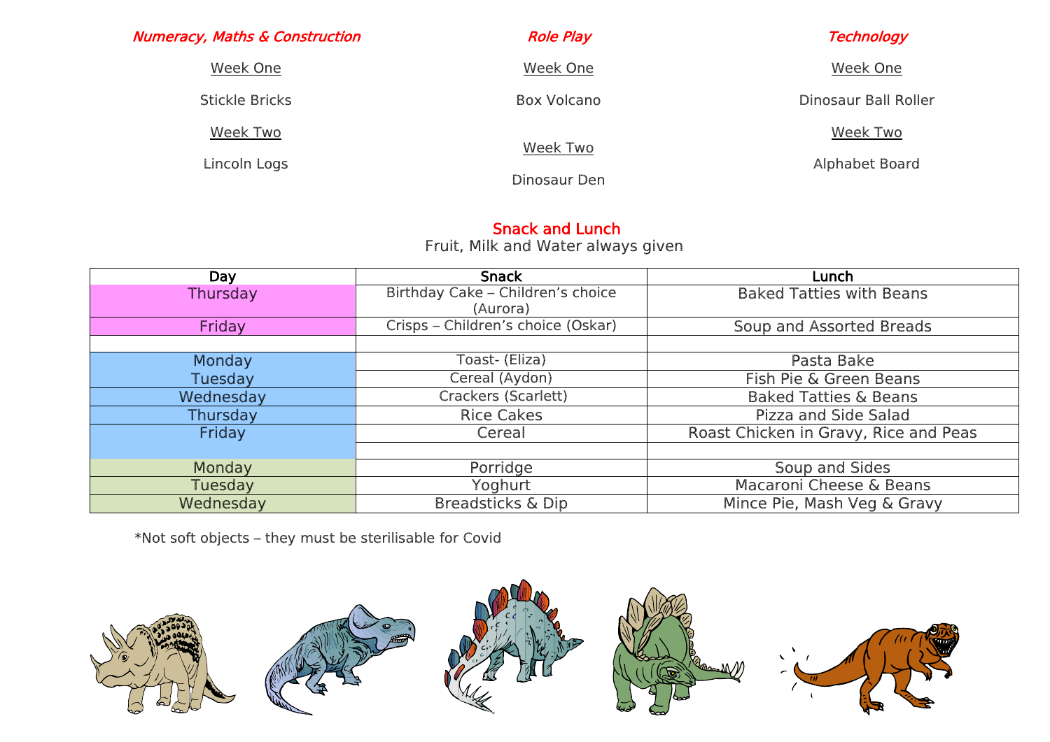***Numeracy, Maths & Construction***

Week One

Stickle Bricks

Week Two

Lincoln Logs

***Role Play***

Week One

Box Volcano

Week Two

Dinosaur Den

***Technology***

Week One

Dinosaur Ball Roller

Week Two

Alphabet Board

## Snack and Lunch

Fruit, Milk and Water always given

| Day | Snack | Lunch |
|---|---|---|
| Thursday | Birthday Cake – Children's choice (Aurora) | Baked Tatties with Beans |
| Friday | Crisps – Children's choice (Oskar) | Soup and Assorted Breads |
| | | |
| Monday | Toast- (Eliza) | Pasta Bake |
| Tuesday | Cereal (Aydon) | Fish Pie & Green Beans |
| Wednesday | Crackers (Scarlett) | Baked Tatties & Beans |
| Thursday | Rice Cakes | Pizza and Side Salad |
| Friday | Cereal | Roast Chicken in Gravy, Rice and Peas |
| | | |
| Monday | Porridge | Soup and Sides |
| Tuesday | Yoghurt | Macaroni Cheese & Beans |
| Wednesday | Breadsticks & Dip | Mince Pie, Mash Veg & Gravy |

*Not soft objects – they must be sterilisable for Covid